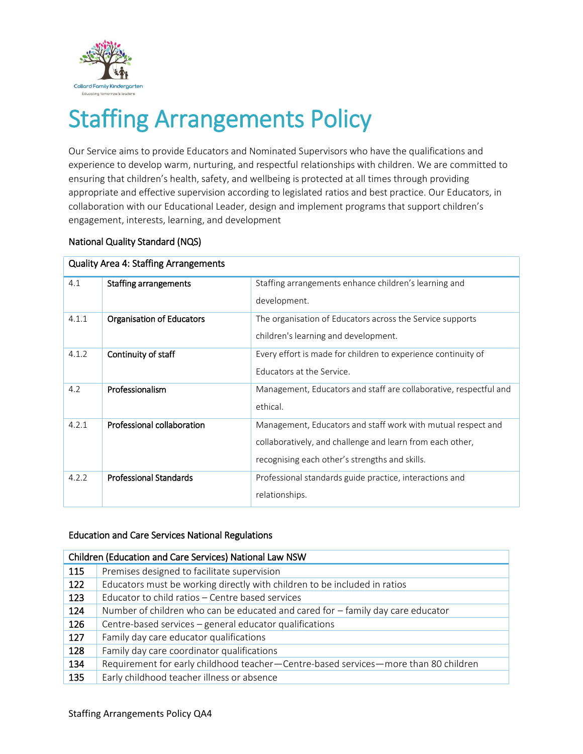Collard Family Kindergarten
Educating tomorrow's leaders

# Staffing Arrangements Policy

Our Service aims to provide Educators and Nominated Supervisors who have the qualifications and experience to develop warm, nurturing, and respectful relationships with children. We are committed to ensuring that children's health, safety, and wellbeing is protected at all times through providing appropriate and effective supervision according to legislated ratios and best practice. Our Educators, in collaboration with our Educational Leader, design and implement programs that support children's engagement, interests, learning, and development

## National Quality Standard (NQS)

| Quality Area 4: Staffing Arrangements | | |
|---|---|---|
| 4.1 | **Staffing arrangements** | Staffing arrangements enhance children's learning and development. |
| 4.1.1 | **Organisation of Educators** | The organisation of Educators across the Service supports children's learning and development. |
| 4.1.2 | **Continuity of staff** | Every effort is made for children to experience continuity of Educators at the Service. |
| 4.2 | **Professionalism** | Management, Educators and staff are collaborative, respectful and ethical. |
| 4.2.1 | **Professional collaboration** | Management, Educators and staff work with mutual respect and collaboratively, and challenge and learn from each other, recognising each other's strengths and skills. |
| 4.2.2 | **Professional Standards** | Professional standards guide practice, interactions and relationships. |

## Education and Care Services National Regulations

| Children (Education and Care Services) National Law NSW | |
|---|---|
| 115 | Premises designed to facilitate supervision |
| 122 | Educators must be working directly with children to be included in ratios |
| 123 | Educator to child ratios – Centre based services |
| 124 | Number of children who can be educated and cared for – family day care educator |
| 126 | Centre-based services – general educator qualifications |
| 127 | Family day care educator qualifications |
| 128 | Family day care coordinator qualifications |
| 134 | Requirement for early childhood teacher—Centre-based services—more than 80 children |
| 135 | Early childhood teacher illness or absence |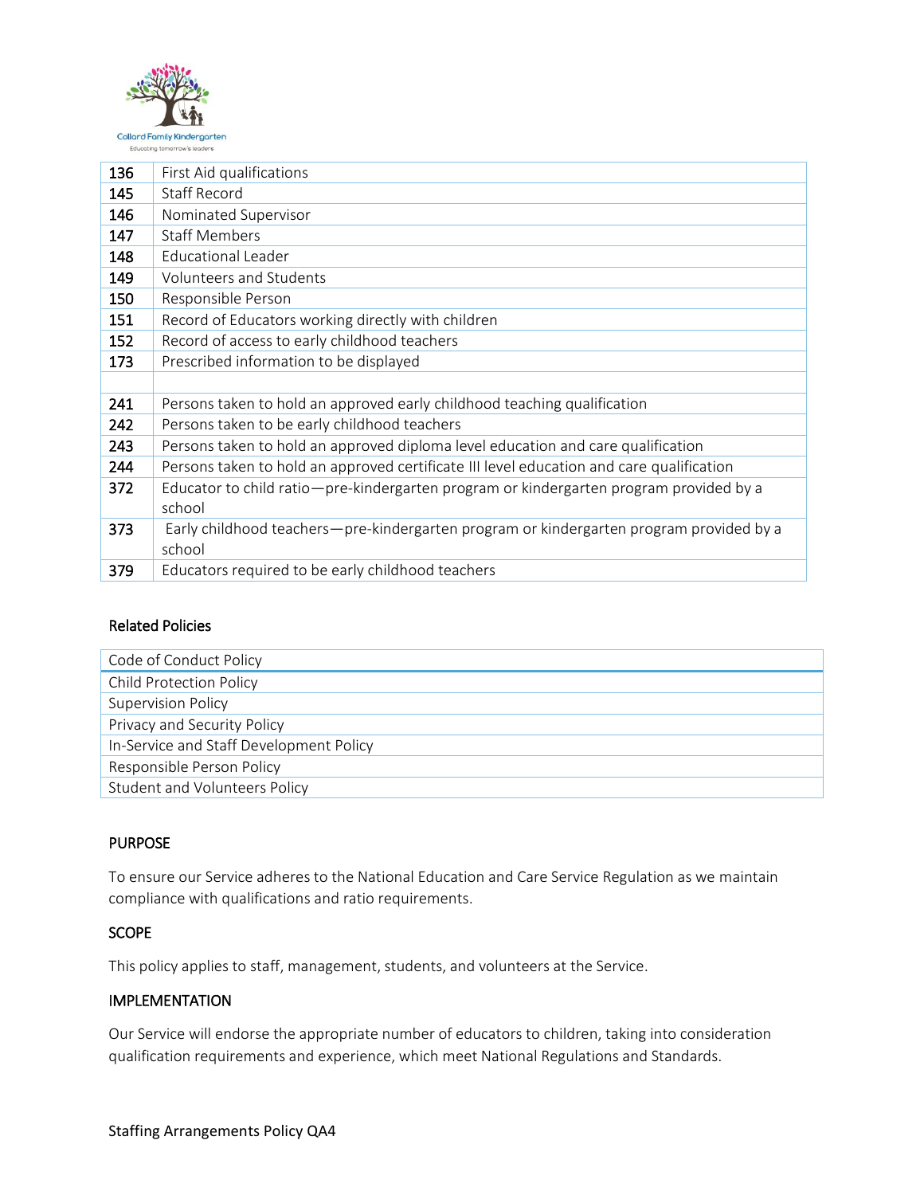| | |
|---|---|
| 136 | First Aid qualifications |
| 145 | Staff Record |
| 146 | Nominated Supervisor |
| 147 | Staff Members |
| 148 | Educational Leader |
| 149 | Volunteers and Students |
| 150 | Responsible Person |
| 151 | Record of Educators working directly with children |
| 152 | Record of access to early childhood teachers |
| 173 | Prescribed information to be displayed |
| | |
| 241 | Persons taken to hold an approved early childhood teaching qualification |
| 242 | Persons taken to be early childhood teachers |
| 243 | Persons taken to hold an approved diploma level education and care qualification |
| 244 | Persons taken to hold an approved certificate III level education and care qualification |
| 372 | Educator to child ratio—pre-kindergarten program or kindergarten program provided by a school |
| 373 | Early childhood teachers—pre-kindergarten program or kindergarten program provided by a school |
| 379 | Educators required to be early childhood teachers |

### Related Policies

| |
|---|
| Code of Conduct Policy |
| Child Protection Policy |
| Supervision Policy |
| Privacy and Security Policy |
| In-Service and Staff Development Policy |
| Responsible Person Policy |
| Student and Volunteers Policy |

## PURPOSE

To ensure our Service adheres to the National Education and Care Service Regulation as we maintain compliance with qualifications and ratio requirements.

## SCOPE

This policy applies to staff, management, students, and volunteers at the Service.

## IMPLEMENTATION

Our Service will endorse the appropriate number of educators to children, taking into consideration qualification requirements and experience, which meet National Regulations and Standards.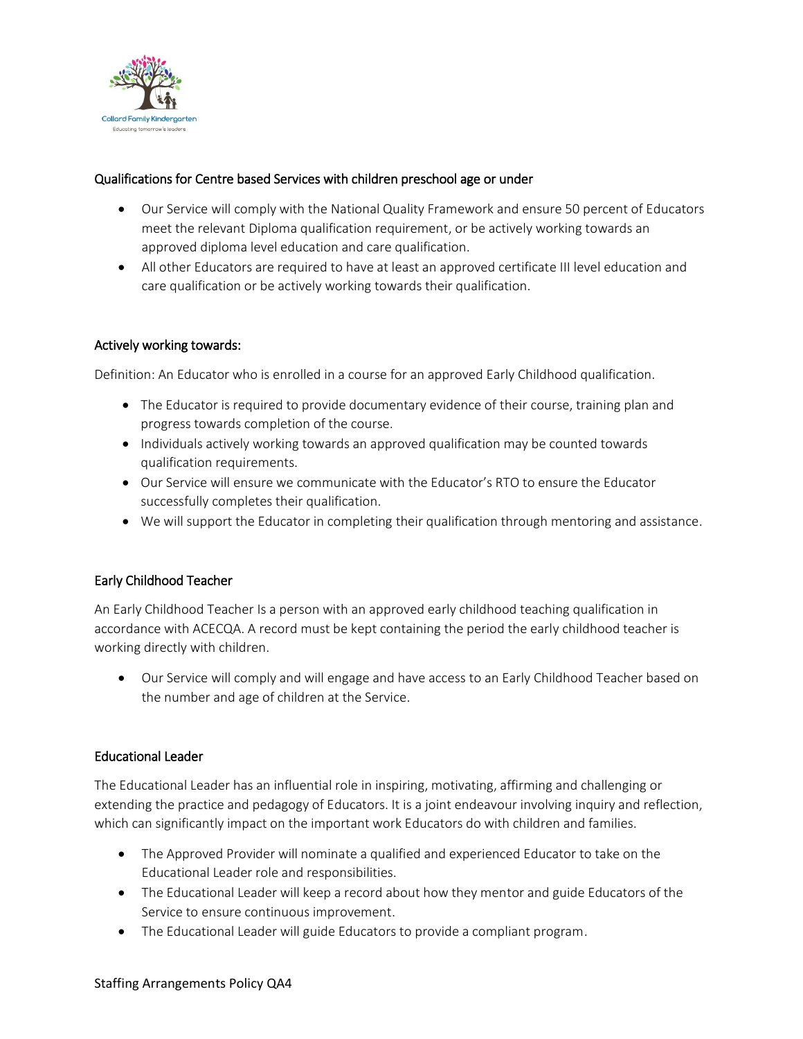## Qualifications for Centre based Services with children preschool age or under

- Our Service will comply with the National Quality Framework and ensure 50 percent of Educators meet the relevant Diploma qualification requirement, or be actively working towards an approved diploma level education and care qualification.
- All other Educators are required to have at least an approved certificate III level education and care qualification or be actively working towards their qualification.

## Actively working towards:

Definition: An Educator who is enrolled in a course for an approved Early Childhood qualification.

- The Educator is required to provide documentary evidence of their course, training plan and progress towards completion of the course.
- Individuals actively working towards an approved qualification may be counted towards qualification requirements.
- Our Service will ensure we communicate with the Educator's RTO to ensure the Educator successfully completes their qualification.
- We will support the Educator in completing their qualification through mentoring and assistance.

## Early Childhood Teacher

An Early Childhood Teacher Is a person with an approved early childhood teaching qualification in accordance with ACECQA. A record must be kept containing the period the early childhood teacher is working directly with children.

- Our Service will comply and will engage and have access to an Early Childhood Teacher based on the number and age of children at the Service.

## Educational Leader

The Educational Leader has an influential role in inspiring, motivating, affirming and challenging or extending the practice and pedagogy of Educators. It is a joint endeavour involving inquiry and reflection, which can significantly impact on the important work Educators do with children and families.

- The Approved Provider will nominate a qualified and experienced Educator to take on the Educational Leader role and responsibilities.
- The Educational Leader will keep a record about how they mentor and guide Educators of the Service to ensure continuous improvement.
- The Educational Leader will guide Educators to provide a compliant program.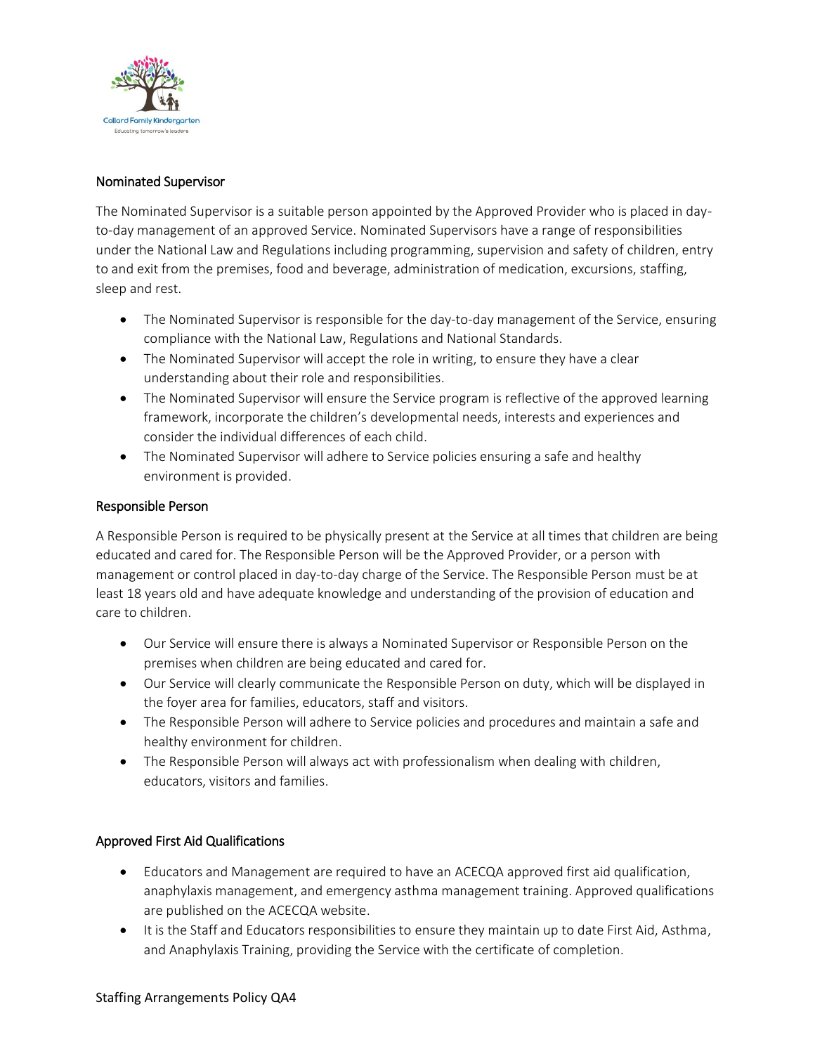## Nominated Supervisor

The Nominated Supervisor is a suitable person appointed by the Approved Provider who is placed in day-to-day management of an approved Service. Nominated Supervisors have a range of responsibilities under the National Law and Regulations including programming, supervision and safety of children, entry to and exit from the premises, food and beverage, administration of medication, excursions, staffing, sleep and rest.

- The Nominated Supervisor is responsible for the day-to-day management of the Service, ensuring compliance with the National Law, Regulations and National Standards.
- The Nominated Supervisor will accept the role in writing, to ensure they have a clear understanding about their role and responsibilities.
- The Nominated Supervisor will ensure the Service program is reflective of the approved learning framework, incorporate the children's developmental needs, interests and experiences and consider the individual differences of each child.
- The Nominated Supervisor will adhere to Service policies ensuring a safe and healthy environment is provided.

## Responsible Person

A Responsible Person is required to be physically present at the Service at all times that children are being educated and cared for. The Responsible Person will be the Approved Provider, or a person with management or control placed in day-to-day charge of the Service. The Responsible Person must be at least 18 years old and have adequate knowledge and understanding of the provision of education and care to children.

- Our Service will ensure there is always a Nominated Supervisor or Responsible Person on the premises when children are being educated and cared for.
- Our Service will clearly communicate the Responsible Person on duty, which will be displayed in the foyer area for families, educators, staff and visitors.
- The Responsible Person will adhere to Service policies and procedures and maintain a safe and healthy environment for children.
- The Responsible Person will always act with professionalism when dealing with children, educators, visitors and families.

## Approved First Aid Qualifications

- Educators and Management are required to have an ACECQA approved first aid qualification, anaphylaxis management, and emergency asthma management training. Approved qualifications are published on the ACECQA website.
- It is the Staff and Educators responsibilities to ensure they maintain up to date First Aid, Asthma, and Anaphylaxis Training, providing the Service with the certificate of completion.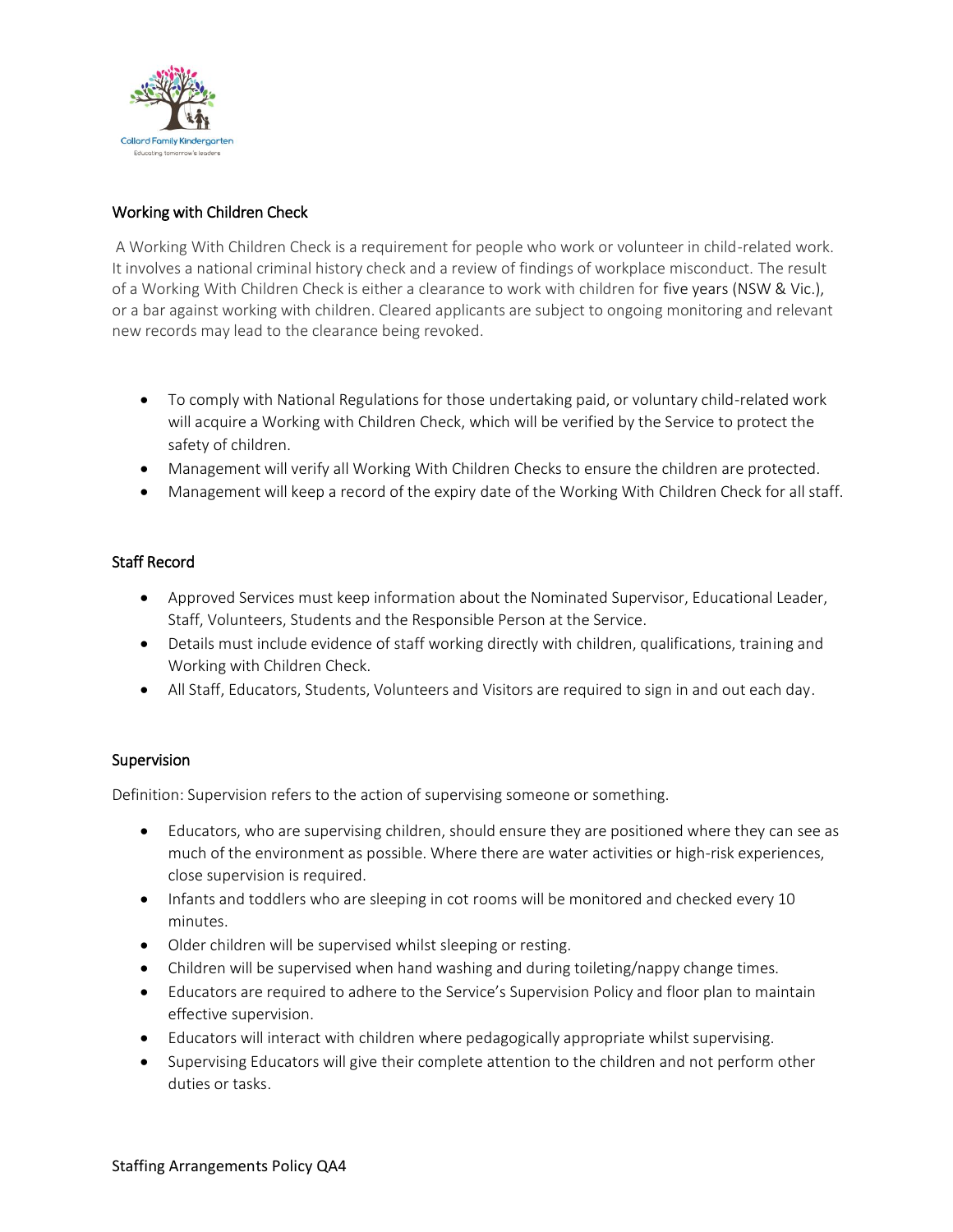## Working with Children Check

A Working With Children Check is a requirement for people who work or volunteer in child-related work. It involves a national criminal history check and a review of findings of workplace misconduct. The result of a Working With Children Check is either a clearance to work with children for five years (NSW & Vic.), or a bar against working with children. Cleared applicants are subject to ongoing monitoring and relevant new records may lead to the clearance being revoked.

- To comply with National Regulations for those undertaking paid, or voluntary child-related work will acquire a Working with Children Check, which will be verified by the Service to protect the safety of children.
- Management will verify all Working With Children Checks to ensure the children are protected.
- Management will keep a record of the expiry date of the Working With Children Check for all staff.

## Staff Record

- Approved Services must keep information about the Nominated Supervisor, Educational Leader, Staff, Volunteers, Students and the Responsible Person at the Service.
- Details must include evidence of staff working directly with children, qualifications, training and Working with Children Check.
- All Staff, Educators, Students, Volunteers and Visitors are required to sign in and out each day.

## Supervision

Definition: Supervision refers to the action of supervising someone or something.

- Educators, who are supervising children, should ensure they are positioned where they can see as much of the environment as possible. Where there are water activities or high-risk experiences, close supervision is required.
- Infants and toddlers who are sleeping in cot rooms will be monitored and checked every 10 minutes.
- Older children will be supervised whilst sleeping or resting.
- Children will be supervised when hand washing and during toileting/nappy change times.
- Educators are required to adhere to the Service's Supervision Policy and floor plan to maintain effective supervision.
- Educators will interact with children where pedagogically appropriate whilst supervising.
- Supervising Educators will give their complete attention to the children and not perform other duties or tasks.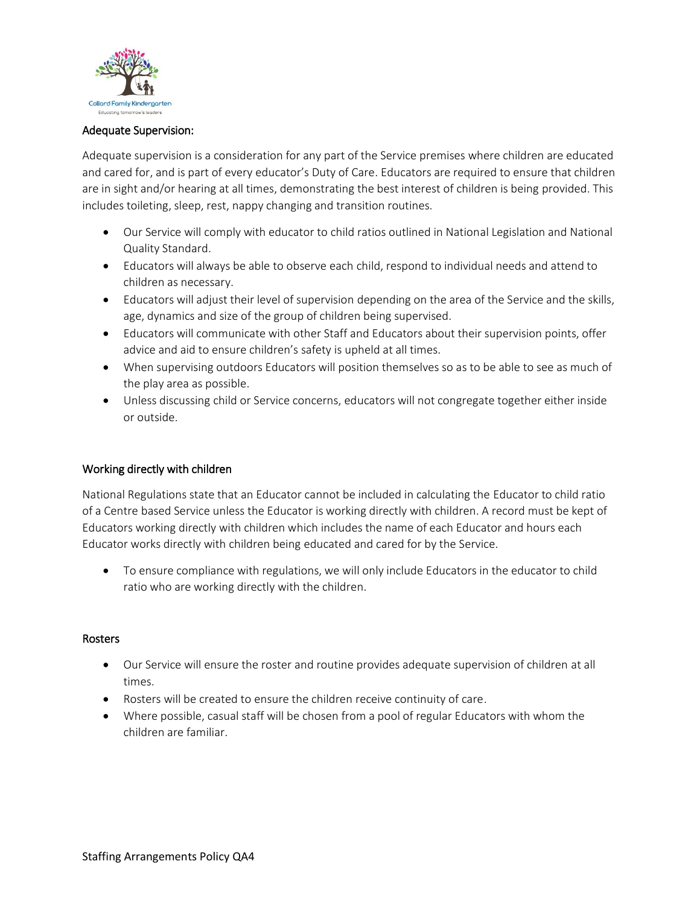## Adequate Supervision:

Adequate supervision is a consideration for any part of the Service premises where children are educated and cared for, and is part of every educator's Duty of Care. Educators are required to ensure that children are in sight and/or hearing at all times, demonstrating the best interest of children is being provided. This includes toileting, sleep, rest, nappy changing and transition routines.

- Our Service will comply with educator to child ratios outlined in National Legislation and National Quality Standard.
- Educators will always be able to observe each child, respond to individual needs and attend to children as necessary.
- Educators will adjust their level of supervision depending on the area of the Service and the skills, age, dynamics and size of the group of children being supervised.
- Educators will communicate with other Staff and Educators about their supervision points, offer advice and aid to ensure children's safety is upheld at all times.
- When supervising outdoors Educators will position themselves so as to be able to see as much of the play area as possible.
- Unless discussing child or Service concerns, educators will not congregate together either inside or outside.

## Working directly with children

National Regulations state that an Educator cannot be included in calculating the Educator to child ratio of a Centre based Service unless the Educator is working directly with children. A record must be kept of Educators working directly with children which includes the name of each Educator and hours each Educator works directly with children being educated and cared for by the Service.

- To ensure compliance with regulations, we will only include Educators in the educator to child ratio who are working directly with the children.

## Rosters

- Our Service will ensure the roster and routine provides adequate supervision of children at all times.
- Rosters will be created to ensure the children receive continuity of care.
- Where possible, casual staff will be chosen from a pool of regular Educators with whom the children are familiar.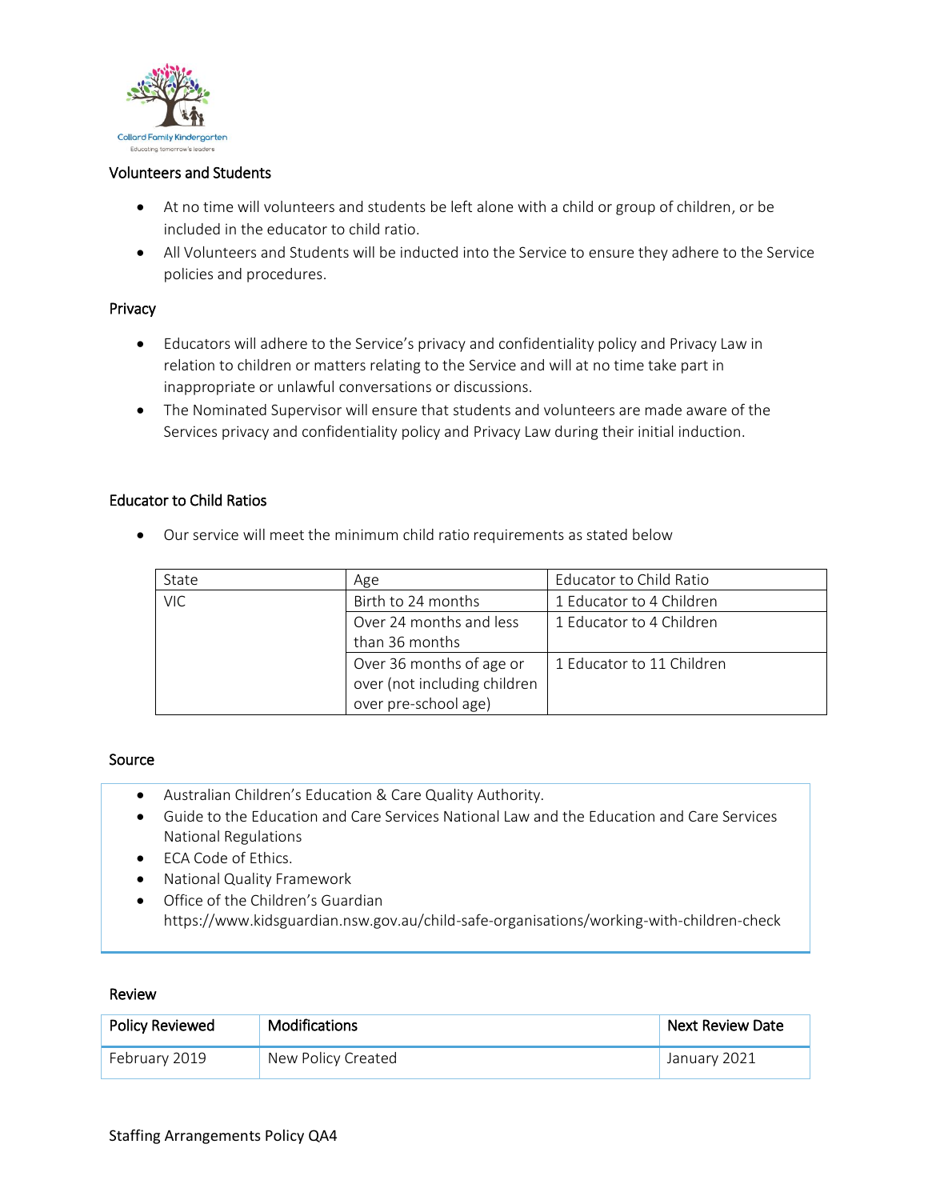### Volunteers and Students

- At no time will volunteers and students be left alone with a child or group of children, or be included in the educator to child ratio.
- All Volunteers and Students will be inducted into the Service to ensure they adhere to the Service policies and procedures.

### Privacy

- Educators will adhere to the Service's privacy and confidentiality policy and Privacy Law in relation to children or matters relating to the Service and will at no time take part in inappropriate or unlawful conversations or discussions.
- The Nominated Supervisor will ensure that students and volunteers are made aware of the Services privacy and confidentiality policy and Privacy Law during their initial induction.

### Educator to Child Ratios

- Our service will meet the minimum child ratio requirements as stated below

| State | Age | Educator to Child Ratio |
|---|---|---|
| VIC | Birth to 24 months | 1 Educator to 4 Children |
| | Over 24 months and less than 36 months | 1 Educator to 4 Children |
| | Over 36 months of age or over (not including children over pre-school age) | 1 Educator to 11 Children |

### Source

- Australian Children's Education & Care Quality Authority.
- Guide to the Education and Care Services National Law and the Education and Care Services National Regulations
- ECA Code of Ethics.
- National Quality Framework
- Office of the Children's Guardian https://www.kidsguardian.nsw.gov.au/child-safe-organisations/working-with-children-check

### Review

| Policy Reviewed | Modifications | Next Review Date |
|---|---|---|
| February 2019 | New Policy Created | January 2021 |